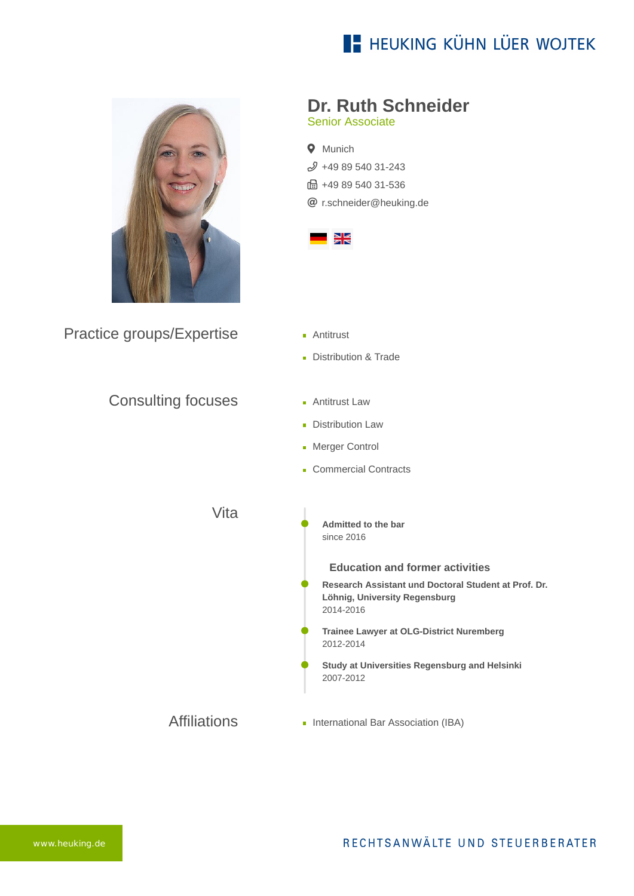HEUKING KÜHN LÜER WOJTEK

# Dr. Ruth Schneider

Senior Associate

Munich

+49 89 540 31-243

+49 89 540 31-536

r.schneider@heuking.de

## Practice groups/Expertise

- Antitrust
- Distribution & Trade

## Consulting focuses

- Antitrust Law
- Distribution Law
- Merger Control
- Commercial Contracts

## Vita

**Admitted to the bar**
since 2016

### Education and former activities

**Research Assistant und Doctoral Student at Prof. Dr. Löhnig, University Regensburg**
2014-2016

**Trainee Lawyer at OLG-District Nuremberg**
2012-2014

**Study at Universities Regensburg and Helsinki**
2007-2012

## Affiliations

- International Bar Association (IBA)

www.heuking.de

RECHTSANWÄLTE UND STEUERBERATER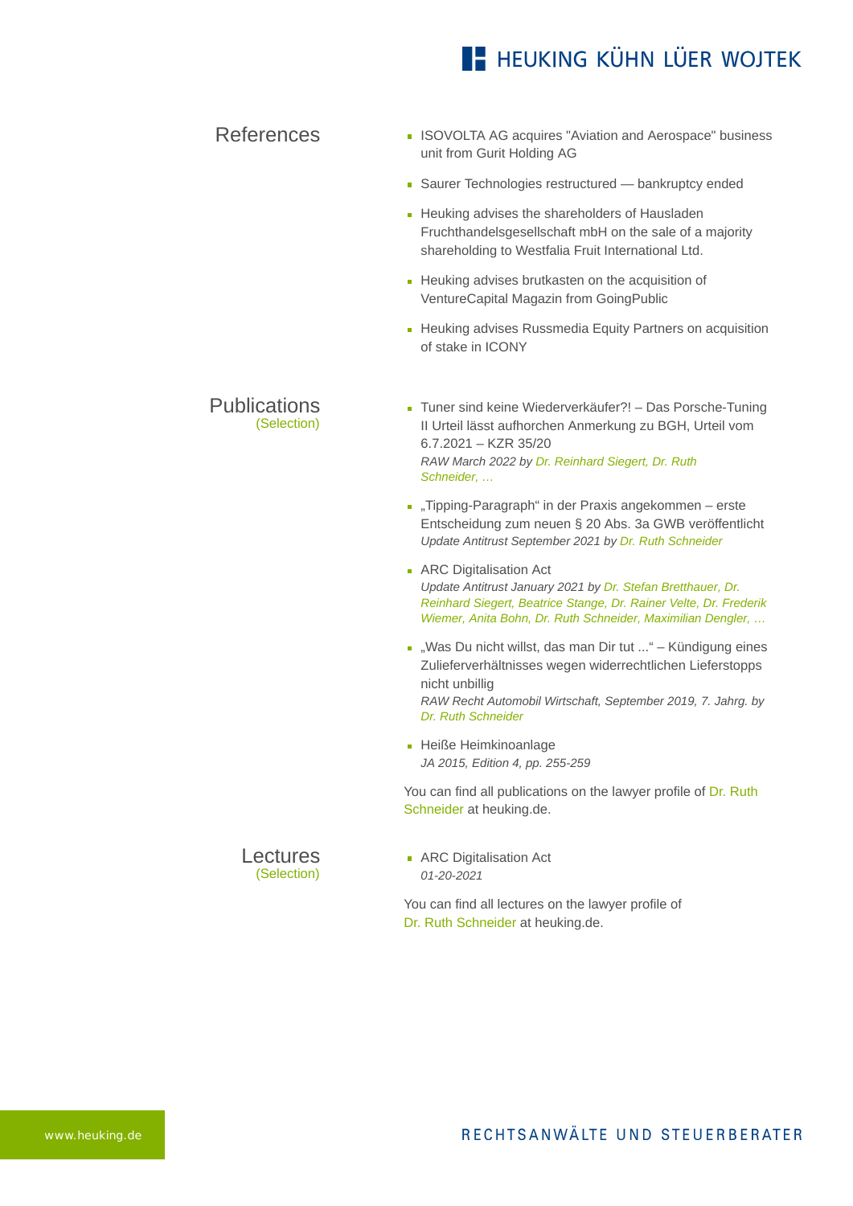## References

- ISOVOLTA AG acquires "Aviation and Aerospace" business unit from Gurit Holding AG
- Saurer Technologies restructured — bankruptcy ended
- Heuking advises the shareholders of Hausladen Fruchthandelsgesellschaft mbH on the sale of a majority shareholding to Westfalia Fruit International Ltd.
- Heuking advises brutkasten on the acquisition of VentureCapital Magazin from GoingPublic
- Heuking advises Russmedia Equity Partners on acquisition of stake in ICONY

## Publications
(Selection)

- Tuner sind keine Wiederverkäufer?! – Das Porsche-Tuning II Urteil lässt aufhorchen Anmerkung zu BGH, Urteil vom 6.7.2021 – KZR 35/20
  *RAW March 2022 by Dr. Reinhard Siegert, Dr. Ruth Schneider, …*
- „Tipping-Paragraph“ in der Praxis angekommen – erste Entscheidung zum neuen § 20 Abs. 3a GWB veröffentlicht
  *Update Antitrust September 2021 by Dr. Ruth Schneider*
- ARC Digitalisation Act
  *Update Antitrust January 2021 by Dr. Stefan Bretthauer, Dr. Reinhard Siegert, Beatrice Stange, Dr. Rainer Velte, Dr. Frederik Wiemer, Anita Bohn, Dr. Ruth Schneider, Maximilian Dengler, …*
- „Was Du nicht willst, das man Dir tut ...“ – Kündigung eines Zulieferverhältnisses wegen widerrechtlichen Lieferstopps nicht unbillig
  *RAW Recht Automobil Wirtschaft, September 2019, 7. Jahrg. by Dr. Ruth Schneider*
- Heiße Heimkinoanlage
  *JA 2015, Edition 4, pp. 255-259*

You can find all publications on the lawyer profile of Dr. Ruth Schneider at heuking.de.

## Lectures
(Selection)

- ARC Digitalisation Act
  *01-20-2021*

You can find all lectures on the lawyer profile of Dr. Ruth Schneider at heuking.de.